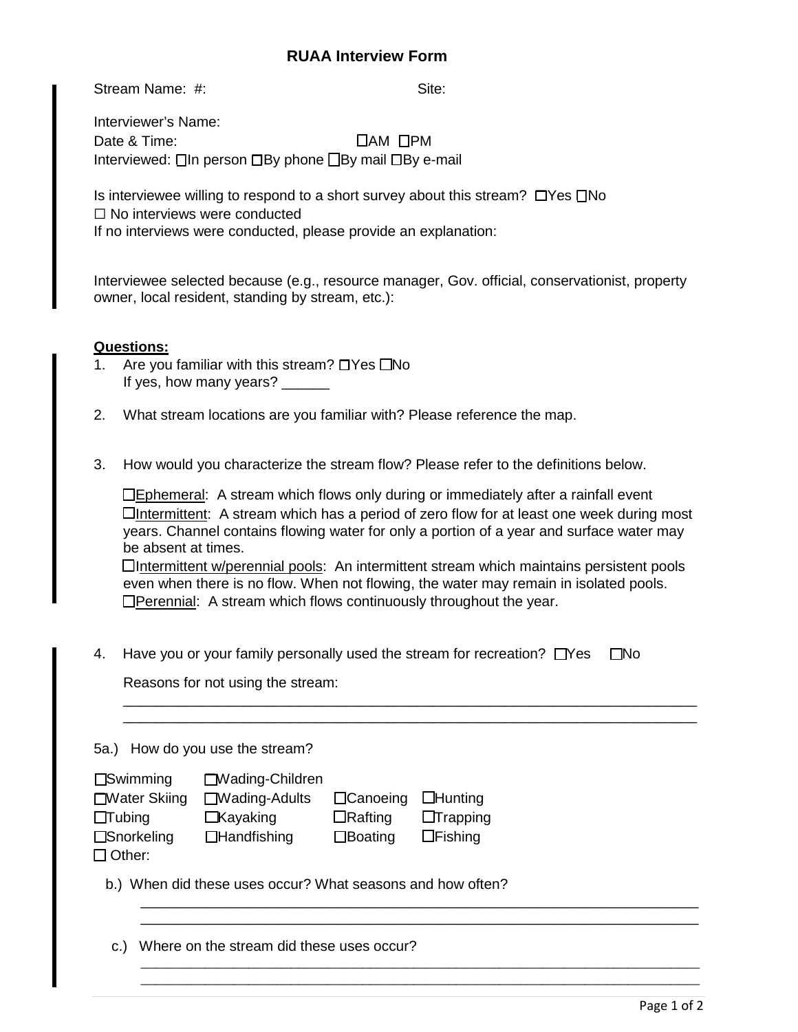# RUAA Interview Form

Stream Name: #: Site:

Interviewer's Name:

Date & Time: ☐AM ☐PM

Interviewed: ☐In person ☐By phone ☐By mail ☐By e-mail

Is interviewee willing to respond to a short survey about this stream? ☐Yes ☐No

☐ No interviews were conducted

If no interviews were conducted, please provide an explanation:

Interviewee selected because (e.g., resource manager, Gov. official, conservationist, property owner, local resident, standing by stream, etc.):

**Questions:**

1. Are you familiar with this stream? ☐Yes ☐No
   If yes, how many years? ______

2. What stream locations are you familiar with? Please reference the map.

3. How would you characterize the stream flow? Please refer to the definitions below.

   ☐Ephemeral: A stream which flows only during or immediately after a rainfall event
   ☐Intermittent: A stream which has a period of zero flow for at least one week during most years. Channel contains flowing water for only a portion of a year and surface water may be absent at times.
   ☐Intermittent w/perennial pools: An intermittent stream which maintains persistent pools even when there is no flow. When not flowing, the water may remain in isolated pools.
   ☐Perennial: A stream which flows continuously throughout the year.

4. Have you or your family personally used the stream for recreation? ☐Yes ☐No

   Reasons for not using the stream:
   ___________________________________________________________________________
   ___________________________________________________________________________

5a.) How do you use the stream?

| | | | |
|---|---|---|---|
| ☐Swimming | ☐Wading-Children | | |
| ☐Water Skiing | ☐Wading-Adults | ☐Canoeing | ☐Hunting |
| ☐Tubing | ☐Kayaking | ☐Rafting | ☐Trapping |
| ☐Snorkeling | ☐Handfishing | ☐Boating | ☐Fishing |

☐ Other:

b.) When did these uses occur? What seasons and how often?
___________________________________________________________________________
___________________________________________________________________________

c.) Where on the stream did these uses occur?
___________________________________________________________________________
___________________________________________________________________________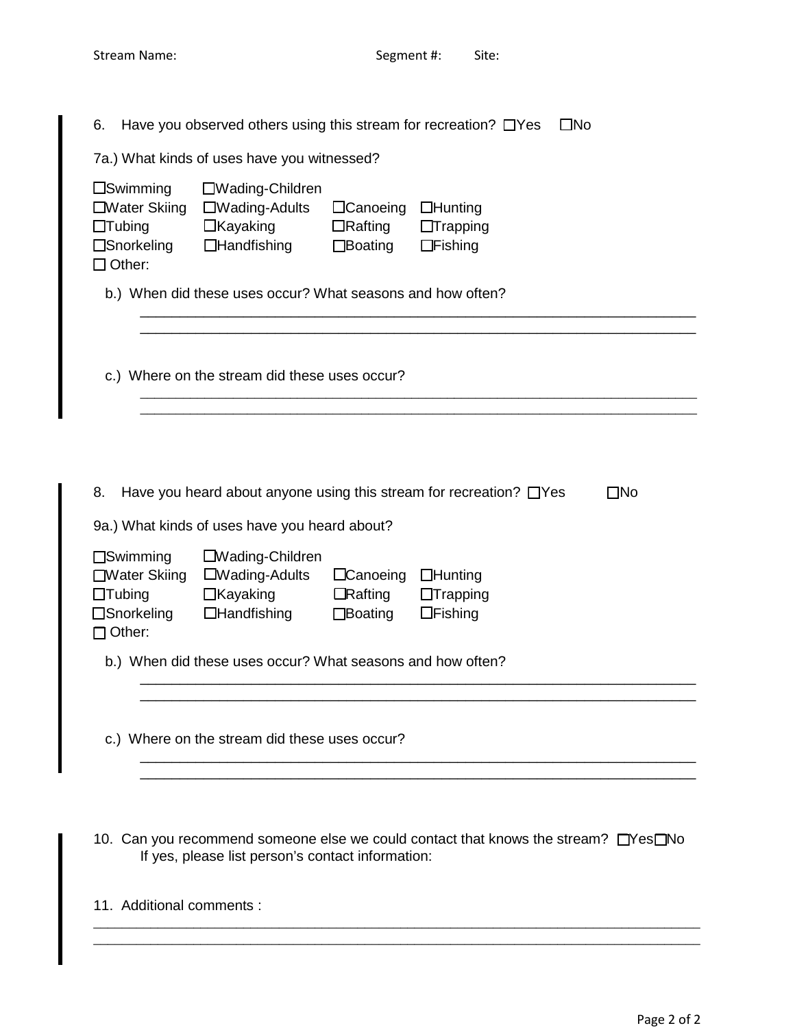Stream Name: Segment #: Site:

6. Have you observed others using this stream for recreation? ☐Yes ☐No

7a.) What kinds of uses have you witnessed?

| | | | |
|---|---|---|---|
| ☐Swimming | ☐Wading-Children | | |
| ☐Water Skiing | ☐Wading-Adults | ☐Canoeing | ☐Hunting |
| ☐Tubing | ☐Kayaking | ☐Rafting | ☐Trapping |
| ☐Snorkeling | ☐Handfishing | ☐Boating | ☐Fishing |
| ☐ Other: | | | |

b.) When did these uses occur? What seasons and how often?

\_\_\_\_\_\_\_\_\_\_\_\_\_\_\_\_\_\_\_\_\_\_\_\_\_\_\_\_\_\_\_\_\_\_\_\_\_\_\_\_\_\_\_\_\_\_\_\_\_\_\_\_\_\_\_\_\_\_\_\_\_\_\_\_\_\_\_\_

\_\_\_\_\_\_\_\_\_\_\_\_\_\_\_\_\_\_\_\_\_\_\_\_\_\_\_\_\_\_\_\_\_\_\_\_\_\_\_\_\_\_\_\_\_\_\_\_\_\_\_\_\_\_\_\_\_\_\_\_\_\_\_\_\_\_\_\_

c.) Where on the stream did these uses occur?

\_\_\_\_\_\_\_\_\_\_\_\_\_\_\_\_\_\_\_\_\_\_\_\_\_\_\_\_\_\_\_\_\_\_\_\_\_\_\_\_\_\_\_\_\_\_\_\_\_\_\_\_\_\_\_\_\_\_\_\_\_\_\_\_\_\_\_\_

\_\_\_\_\_\_\_\_\_\_\_\_\_\_\_\_\_\_\_\_\_\_\_\_\_\_\_\_\_\_\_\_\_\_\_\_\_\_\_\_\_\_\_\_\_\_\_\_\_\_\_\_\_\_\_\_\_\_\_\_\_\_\_\_\_\_\_\_

8. Have you heard about anyone using this stream for recreation? ☐Yes ☐No

9a.) What kinds of uses have you heard about?

| | | | |
|---|---|---|---|
| ☐Swimming | ☐Wading-Children | | |
| ☐Water Skiing | ☐Wading-Adults | ☐Canoeing | ☐Hunting |
| ☐Tubing | ☐Kayaking | ☐Rafting | ☐Trapping |
| ☐Snorkeling | ☐Handfishing | ☐Boating | ☐Fishing |
| ☐ Other: | | | |

b.) When did these uses occur? What seasons and how often?

\_\_\_\_\_\_\_\_\_\_\_\_\_\_\_\_\_\_\_\_\_\_\_\_\_\_\_\_\_\_\_\_\_\_\_\_\_\_\_\_\_\_\_\_\_\_\_\_\_\_\_\_\_\_\_\_\_\_\_\_\_\_\_\_\_\_\_\_

\_\_\_\_\_\_\_\_\_\_\_\_\_\_\_\_\_\_\_\_\_\_\_\_\_\_\_\_\_\_\_\_\_\_\_\_\_\_\_\_\_\_\_\_\_\_\_\_\_\_\_\_\_\_\_\_\_\_\_\_\_\_\_\_\_\_\_\_

c.) Where on the stream did these uses occur?

\_\_\_\_\_\_\_\_\_\_\_\_\_\_\_\_\_\_\_\_\_\_\_\_\_\_\_\_\_\_\_\_\_\_\_\_\_\_\_\_\_\_\_\_\_\_\_\_\_\_\_\_\_\_\_\_\_\_\_\_\_\_\_\_\_\_\_\_

\_\_\_\_\_\_\_\_\_\_\_\_\_\_\_\_\_\_\_\_\_\_\_\_\_\_\_\_\_\_\_\_\_\_\_\_\_\_\_\_\_\_\_\_\_\_\_\_\_\_\_\_\_\_\_\_\_\_\_\_\_\_\_\_\_\_\_\_

10. Can you recommend someone else we could contact that knows the stream? ☐Yes☐No
    If yes, please list person's contact information:

11. Additional comments :

\_\_\_\_\_\_\_\_\_\_\_\_\_\_\_\_\_\_\_\_\_\_\_\_\_\_\_\_\_\_\_\_\_\_\_\_\_\_\_\_\_\_\_\_\_\_\_\_\_\_\_\_\_\_\_\_\_\_\_\_\_\_\_\_\_\_\_\_\_\_\_\_\_\_

\_\_\_\_\_\_\_\_\_\_\_\_\_\_\_\_\_\_\_\_\_\_\_\_\_\_\_\_\_\_\_\_\_\_\_\_\_\_\_\_\_\_\_\_\_\_\_\_\_\_\_\_\_\_\_\_\_\_\_\_\_\_\_\_\_\_\_\_\_\_\_\_\_\_